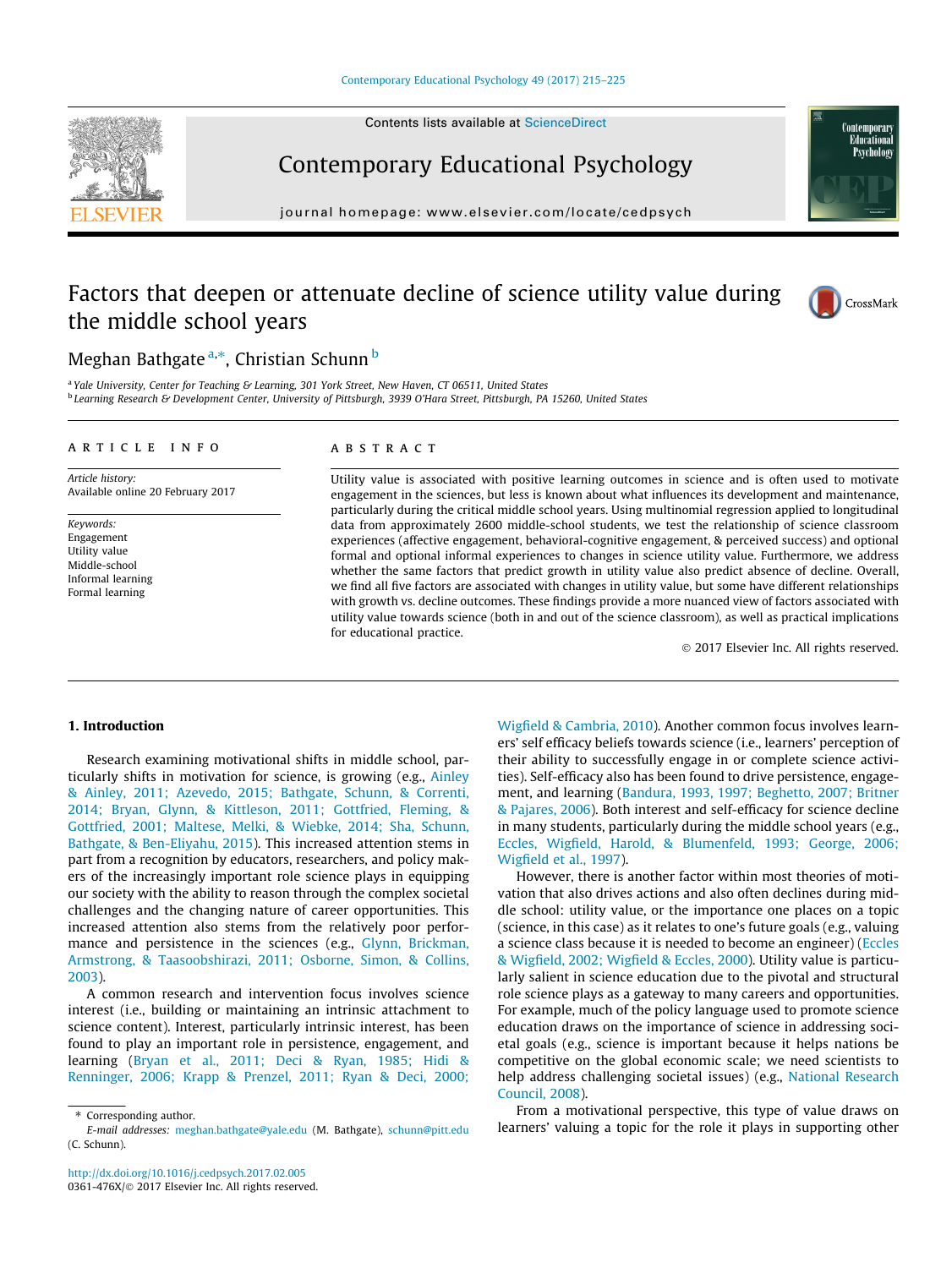# Factors that deepen or attenuate decline of science utility value during the middle school years

Meghan Bathgate [a,*], Christian Schunn [b]

[a] Yale University, Center for Teaching & Learning, 301 York Street, New Haven, CT 06511, United States

[b] Learning Research & Development Center, University of Pittsburgh, 3939 O'Hara Street, Pittsburgh, PA 15260, United States

## ARTICLE INFO

*Article history:*
Available online 20 February 2017

*Keywords:*
Engagement
Utility value
Middle-school
Informal learning
Formal learning

## ABSTRACT

Utility value is associated with positive learning outcomes in science and is often used to motivate engagement in the sciences, but less is known about what influences its development and maintenance, particularly during the critical middle school years. Using multinomial regression applied to longitudinal data from approximately 2600 middle-school students, we test the relationship of science classroom experiences (affective engagement, behavioral-cognitive engagement, & perceived success) and optional formal and optional informal experiences to changes in science utility value. Furthermore, we address whether the same factors that predict growth in utility value also predict absence of decline. Overall, we find all five factors are associated with changes in utility value, but some have different relationships with growth vs. decline outcomes. These findings provide a more nuanced view of factors associated with utility value towards science (both in and out of the science classroom), as well as practical implications for educational practice.

© 2017 Elsevier Inc. All rights reserved.

## 1. Introduction

Research examining motivational shifts in middle school, particularly shifts in motivation for science, is growing (e.g., Ainley & Ainley, 2011; Azevedo, 2015; Bathgate, Schunn, & Correnti, 2014; Bryan, Glynn, & Kittleson, 2011; Gottfried, Fleming, & Gottfried, 2001; Maltese, Melki, & Wiebke, 2014; Sha, Schunn, Bathgate, & Ben-Eliyahu, 2015). This increased attention stems in part from a recognition by educators, researchers, and policy makers of the increasingly important role science plays in equipping our society with the ability to reason through the complex societal challenges and the changing nature of career opportunities. This increased attention also stems from the relatively poor performance and persistence in the sciences (e.g., Glynn, Brickman, Armstrong, & Taasoobshirazi, 2011; Osborne, Simon, & Collins, 2003).

A common research and intervention focus involves science interest (i.e., building or maintaining an intrinsic attachment to science content). Interest, particularly intrinsic interest, has been found to play an important role in persistence, engagement, and learning (Bryan et al., 2011; Deci & Ryan, 1985; Hidi & Renninger, 2006; Krapp & Prenzel, 2011; Ryan & Deci, 2000; Wigfield & Cambria, 2010). Another common focus involves learners' self efficacy beliefs towards science (i.e., learners' perception of their ability to successfully engage in or complete science activities). Self-efficacy also has been found to drive persistence, engagement, and learning (Bandura, 1993, 1997; Beghetto, 2007; Britner & Pajares, 2006). Both interest and self-efficacy for science decline in many students, particularly during the middle school years (e.g., Eccles, Wigfield, Harold, & Blumenfeld, 1993; George, 2006; Wigfield et al., 1997).

However, there is another factor within most theories of motivation that also drives actions and also often declines during middle school: utility value, or the importance one places on a topic (science, in this case) as it relates to one's future goals (e.g., valuing a science class because it is needed to become an engineer) (Eccles & Wigfield, 2002; Wigfield & Eccles, 2000). Utility value is particularly salient in science education due to the pivotal and structural role science plays as a gateway to many careers and opportunities. For example, much of the policy language used to promote science education draws on the importance of science in addressing societal goals (e.g., science is important because it helps nations be competitive on the global economic scale; we need scientists to help address challenging societal issues) (e.g., National Research Council, 2008).

From a motivational perspective, this type of value draws on learners' valuing a topic for the role it plays in supporting other

---

* Corresponding author.
E-mail addresses: meghan.bathgate@yale.edu (M. Bathgate), schunn@pitt.edu (C. Schunn).

http://dx.doi.org/10.1016/j.cedpsych.2017.02.005
0361-476X/© 2017 Elsevier Inc. All rights reserved.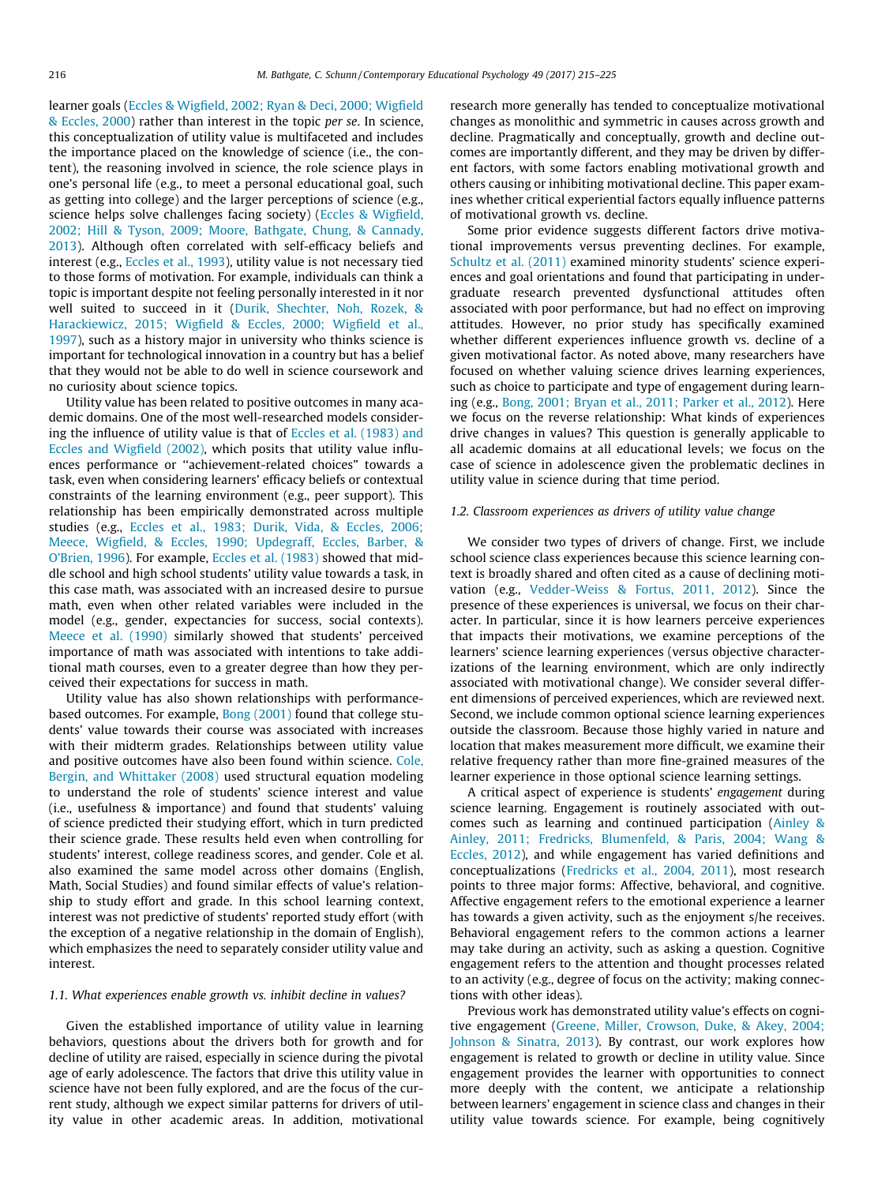learner goals (Eccles & Wigfield, 2002; Ryan & Deci, 2000; Wigfield & Eccles, 2000) rather than interest in the topic *per se*. In science, this conceptualization of utility value is multifaceted and includes the importance placed on the knowledge of science (i.e., the content), the reasoning involved in science, the role science plays in one's personal life (e.g., to meet a personal educational goal, such as getting into college) and the larger perceptions of science (e.g., science helps solve challenges facing society) (Eccles & Wigfield, 2002; Hill & Tyson, 2009; Moore, Bathgate, Chung, & Cannady, 2013). Although often correlated with self-efficacy beliefs and interest (e.g., Eccles et al., 1993), utility value is not necessary tied to those forms of motivation. For example, individuals can think a topic is important despite not feeling personally interested in it nor well suited to succeed in it (Durik, Shechter, Noh, Rozek, & Harackiewicz, 2015; Wigfield & Eccles, 2000; Wigfield et al., 1997), such as a history major in university who thinks science is important for technological innovation in a country but has a belief that they would not be able to do well in science coursework and no curiosity about science topics.

Utility value has been related to positive outcomes in many academic domains. One of the most well-researched models considering the influence of utility value is that of Eccles et al. (1983) and Eccles and Wigfield (2002), which posits that utility value influences performance or ''achievement-related choices" towards a task, even when considering learners' efficacy beliefs or contextual constraints of the learning environment (e.g., peer support). This relationship has been empirically demonstrated across multiple studies (e.g., Eccles et al., 1983; Durik, Vida, & Eccles, 2006; Meece, Wigfield, & Eccles, 1990; Updegraff, Eccles, Barber, & O'Brien, 1996). For example, Eccles et al. (1983) showed that middle school and high school students' utility value towards a task, in this case math, was associated with an increased desire to pursue math, even when other related variables were included in the model (e.g., gender, expectancies for success, social contexts). Meece et al. (1990) similarly showed that students' perceived importance of math was associated with intentions to take additional math courses, even to a greater degree than how they perceived their expectations for success in math.

Utility value has also shown relationships with performance-based outcomes. For example, Bong (2001) found that college students' value towards their course was associated with increases with their midterm grades. Relationships between utility value and positive outcomes have also been found within science. Cole, Bergin, and Whittaker (2008) used structural equation modeling to understand the role of students' science interest and value (i.e., usefulness & importance) and found that students' valuing of science predicted their studying effort, which in turn predicted their science grade. These results held even when controlling for students' interest, college readiness scores, and gender. Cole et al. also examined the same model across other domains (English, Math, Social Studies) and found similar effects of value's relationship to study effort and grade. In this school learning context, interest was not predictive of students' reported study effort (with the exception of a negative relationship in the domain of English), which emphasizes the need to separately consider utility value and interest.

### 1.1. What experiences enable growth vs. inhibit decline in values?

Given the established importance of utility value in learning behaviors, questions about the drivers both for growth and for decline of utility are raised, especially in science during the pivotal age of early adolescence. The factors that drive this utility value in science have not been fully explored, and are the focus of the current study, although we expect similar patterns for drivers of utility value in other academic areas. In addition, motivational research more generally has tended to conceptualize motivational changes as monolithic and symmetric in causes across growth and decline. Pragmatically and conceptually, growth and decline outcomes are importantly different, and they may be driven by different factors, with some factors enabling motivational growth and others causing or inhibiting motivational decline. This paper examines whether critical experiential factors equally influence patterns of motivational growth vs. decline.

Some prior evidence suggests different factors drive motivational improvements versus preventing declines. For example, Schultz et al. (2011) examined minority students' science experiences and goal orientations and found that participating in undergraduate research prevented dysfunctional attitudes often associated with poor performance, but had no effect on improving attitudes. However, no prior study has specifically examined whether different experiences influence growth vs. decline of a given motivational factor. As noted above, many researchers have focused on whether valuing science drives learning experiences, such as choice to participate and type of engagement during learning (e.g., Bong, 2001; Bryan et al., 2011; Parker et al., 2012). Here we focus on the reverse relationship: What kinds of experiences drive changes in values? This question is generally applicable to all academic domains at all educational levels; we focus on the case of science in adolescence given the problematic declines in utility value in science during that time period.

### 1.2. Classroom experiences as drivers of utility value change

We consider two types of drivers of change. First, we include school science class experiences because this science learning context is broadly shared and often cited as a cause of declining motivation (e.g., Vedder-Weiss & Fortus, 2011, 2012). Since the presence of these experiences is universal, we focus on their character. In particular, since it is how learners perceive experiences that impacts their motivations, we examine perceptions of the learners' science learning experiences (versus objective characterizations of the learning environment, which are only indirectly associated with motivational change). We consider several different dimensions of perceived experiences, which are reviewed next. Second, we include common optional science learning experiences outside the classroom. Because those highly varied in nature and location that makes measurement more difficult, we examine their relative frequency rather than more fine-grained measures of the learner experience in those optional science learning settings.

A critical aspect of experience is students' *engagement* during science learning. Engagement is routinely associated with outcomes such as learning and continued participation (Ainley & Ainley, 2011; Fredricks, Blumenfeld, & Paris, 2004; Wang & Eccles, 2012), and while engagement has varied definitions and conceptualizations (Fredricks et al., 2004, 2011), most research points to three major forms: Affective, behavioral, and cognitive. Affective engagement refers to the emotional experience a learner has towards a given activity, such as the enjoyment s/he receives. Behavioral engagement refers to the common actions a learner may take during an activity, such as asking a question. Cognitive engagement refers to the attention and thought processes related to an activity (e.g., degree of focus on the activity; making connections with other ideas).

Previous work has demonstrated utility value's effects on cognitive engagement (Greene, Miller, Crowson, Duke, & Akey, 2004; Johnson & Sinatra, 2013). By contrast, our work explores how engagement is related to growth or decline in utility value. Since engagement provides the learner with opportunities to connect more deeply with the content, we anticipate a relationship between learners' engagement in science class and changes in their utility value towards science. For example, being cognitively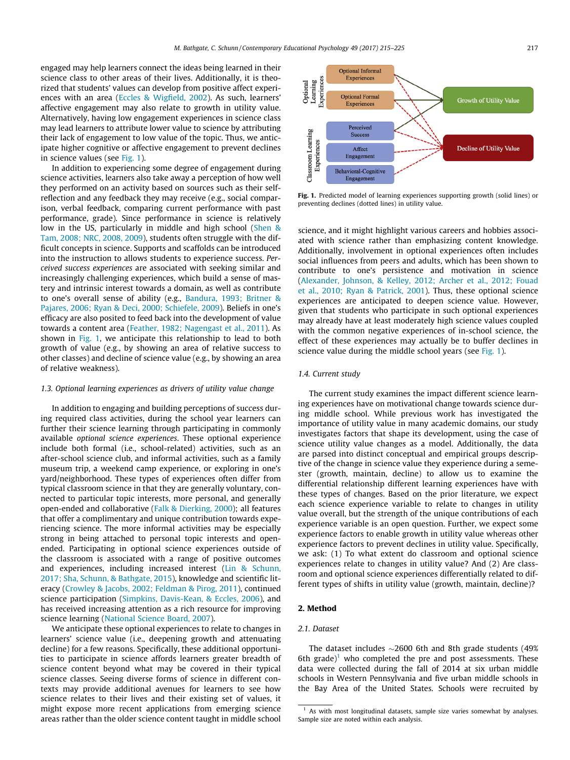engaged may help learners connect the ideas being learned in their science class to other areas of their lives. Additionally, it is theorized that students' values can develop from positive affect experiences with an area (Eccles & Wigfield, 2002). As such, learners' affective engagement may also relate to growth in utility value. Alternatively, having low engagement experiences in science class may lead learners to attribute lower value to science by attributing their lack of engagement to low value of the topic. Thus, we anticipate higher cognitive or affective engagement to prevent declines in science values (see Fig. 1).

In addition to experiencing some degree of engagement during science activities, learners also take away a perception of how well they performed on an activity based on sources such as their self-reflection and any feedback they may receive (e.g., social comparison, verbal feedback, comparing current performance with past performance, grade). Since performance in science is relatively low in the US, particularly in middle and high school (Shen & Tam, 2008; NRC, 2008, 2009), students often struggle with the difficult concepts in science. Supports and scaffolds can be introduced into the instruction to allows students to experience success. *Perceived success experiences* are associated with seeking similar and increasingly challenging experiences, which build a sense of mastery and intrinsic interest towards a domain, as well as contribute to one's overall sense of ability (e.g., Bandura, 1993; Britner & Pajares, 2006; Ryan & Deci, 2000; Schiefele, 2009). Beliefs in one's efficacy are also posited to feed back into the development of value towards a content area (Feather, 1982; Nagengast et al., 2011). As shown in Fig. 1, we anticipate this relationship to lead to both growth of value (e.g., by showing an area of relative success to other classes) and decline of science value (e.g., by showing an area of relative weakness).

### 1.3. Optional learning experiences as drivers of utility value change

In addition to engaging and building perceptions of success during required class activities, during the school year learners can further their science learning through participating in commonly available *optional science experiences*. These optional experience include both formal (i.e., school-related) activities, such as an after-school science club, and informal activities, such as a family museum trip, a weekend camp experience, or exploring in one's yard/neighborhood. These types of experiences often differ from typical classroom science in that they are generally voluntary, connected to particular topic interests, more personal, and generally open-ended and collaborative (Falk & Dierking, 2000); all features that offer a complimentary and unique contribution towards experiencing science. The more informal activities may be especially strong in being attached to personal topic interests and open-ended. Participating in optional science experiences outside of the classroom is associated with a range of positive outcomes and experiences, including increased interest (Lin & Schunn, 2017; Sha, Schunn, & Bathgate, 2015), knowledge and scientific literacy (Crowley & Jacobs, 2002; Feldman & Pirog, 2011), continued science participation (Simpkins, Davis-Kean, & Eccles, 2006), and has received increasing attention as a rich resource for improving science learning (National Science Board, 2007).

We anticipate these optional experiences to relate to changes in learners' science value (i.e., deepening growth and attenuating decline) for a few reasons. Specifically, these additional opportunities to participate in science affords learners greater breadth of science content beyond what may be covered in their typical science classes. Seeing diverse forms of science in different contexts may provide additional avenues for learners to see how science relates to their lives and their existing set of values, it might expose more recent applications from emerging science areas rather than the older science content taught in middle school science, and it might highlight various careers and hobbies associated with science rather than emphasizing content knowledge. Additionally, involvement in optional experiences often includes social influences from peers and adults, which has been shown to contribute to one's persistence and motivation in science (Alexander, Johnson, & Kelley, 2012; Archer et al., 2012; Fouad et al., 2010; Ryan & Patrick, 2001). Thus, these optional science experiences are anticipated to deepen science value. However, given that students who participate in such optional experiences may already have at least moderately high science values coupled with the common negative experiences of in-school science, the effect of these experiences may actually be to buffer declines in science value during the middle school years (see Fig. 1).

Fig. 1. Predicted model of learning experiences supporting growth (solid lines) or preventing declines (dotted lines) in utility value.

### 1.4. Current study

The current study examines the impact different science learning experiences have on motivational change towards science during middle school. While previous work has investigated the importance of utility value in many academic domains, our study investigates factors that shape its development, using the case of science utility value changes as a model. Additionally, the data are parsed into distinct conceptual and empirical groups descriptive of the change in science value they experience during a semester (growth, maintain, decline) to allow us to examine the differential relationship different learning experiences have with these types of changes. Based on the prior literature, we expect each science experience variable to relate to changes in utility value overall, but the strength of the unique contributions of each experience variable is an open question. Further, we expect some experience factors to enable growth in utility value whereas other experience factors to prevent declines in utility value. Specifically, we ask: (1) To what extent do classroom and optional science experiences relate to changes in utility value? And (2) Are classroom and optional science experiences differentially related to different types of shifts in utility value (growth, maintain, decline)?

## 2. Method

### 2.1. Dataset

The dataset includes ~2600 6th and 8th grade students (49% 6th grade)[1] who completed the pre and post assessments. These data were collected during the fall of 2014 at six urban middle schools in Western Pennsylvania and five urban middle schools in the Bay Area of the United States. Schools were recruited by

[1] As with most longitudinal datasets, sample size varies somewhat by analyses. Sample size are noted within each analysis.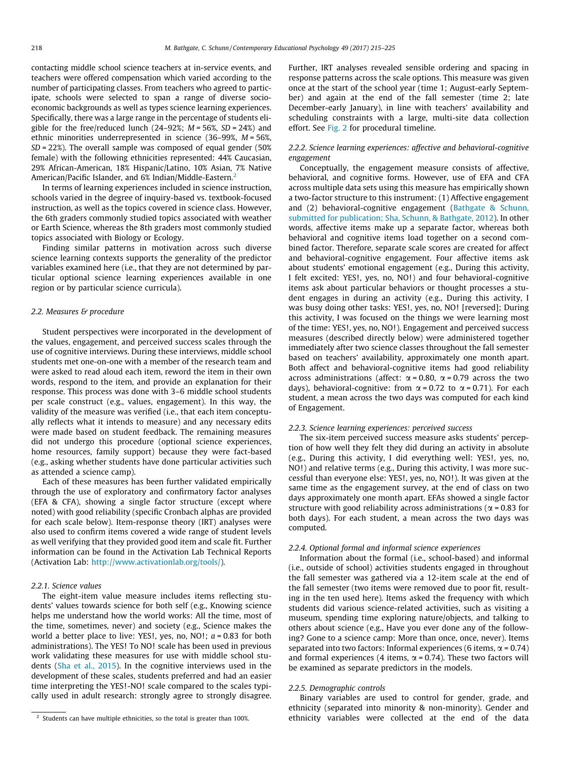contacting middle school science teachers at in-service events, and teachers were offered compensation which varied according to the number of participating classes. From teachers who agreed to participate, schools were selected to span a range of diverse socio-economic backgrounds as well as types science learning experiences. Specifically, there was a large range in the percentage of students eligible for the free/reduced lunch (24–92%; $M = 56\%$, $SD = 24\%$) and ethnic minorities underrepresented in science (36–99%, $M = 56\%$, $SD = 22\%$). The overall sample was composed of equal gender (50% female) with the following ethnicities represented: 44% Caucasian, 29% African-American, 18% Hispanic/Latino, 10% Asian, 7% Native American/Pacific Islander, and 6% Indian/Middle-Eastern.[2]

In terms of learning experiences included in science instruction, schools varied in the degree of inquiry-based vs. textbook-focused instruction, as well as the topics covered in science class. However, the 6th graders commonly studied topics associated with weather or Earth Science, whereas the 8th graders most commonly studied topics associated with Biology or Ecology.

Finding similar patterns in motivation across such diverse science learning contexts supports the generality of the predictor variables examined here (i.e., that they are not determined by particular optional science learning experiences available in one region or by particular science curricula).

### 2.2. Measures & procedure

Student perspectives were incorporated in the development of the values, engagement, and perceived success scales through the use of cognitive interviews. During these interviews, middle school students met one-on-one with a member of the research team and were asked to read aloud each item, reword the item in their own words, respond to the item, and provide an explanation for their response. This process was done with 3–6 middle school students per scale construct (e.g., values, engagement). In this way, the validity of the measure was verified (i.e., that each item conceptually reflects what it intends to measure) and any necessary edits were made based on student feedback. The remaining measures did not undergo this procedure (optional science experiences, home resources, family support) because they were fact-based (e.g., asking whether students have done particular activities such as attended a science camp).

Each of these measures has been further validated empirically through the use of exploratory and confirmatory factor analyses (EFA & CFA), showing a single factor structure (except where noted) with good reliability (specific Cronbach alphas are provided for each scale below). Item-response theory (IRT) analyses were also used to confirm items covered a wide range of student levels as well verifying that they provided good item and scale fit. Further information can be found in the Activation Lab Technical Reports (Activation Lab: http://www.activationlab.org/tools/).

#### 2.2.1. Science values

The eight-item value measure includes items reflecting students' values towards science for both self (e.g., Knowing science helps me understand how the world works: All the time, most of the time, sometimes, never) and society (e.g., Science makes the world a better place to live: YES!, yes, no, NO!; $a = 0.83$ for both administrations). The YES! To NO! scale has been used in previous work validating these measures for use with middle school students (Sha et al., 2015). In the cognitive interviews used in the development of these scales, students preferred and had an easier time interpreting the YES!-NO! scale compared to the scales typically used in adult research: strongly agree to strongly disagree. Further, IRT analyses revealed sensible ordering and spacing in response patterns across the scale options. This measure was given once at the start of the school year (time 1; August-early September) and again at the end of the fall semester (time 2; late December-early January), in line with teachers' availability and scheduling constraints with a large, multi-site data collection effort. See Fig. 2 for procedural timeline.

#### 2.2.2. Science learning experiences: affective and behavioral-cognitive engagement

Conceptually, the engagement measure consists of affective, behavioral, and cognitive forms. However, use of EFA and CFA across multiple data sets using this measure has empirically shown a two-factor structure to this instrument: (1) Affective engagement and (2) behavioral-cognitive engagement (Bathgate & Schunn, submitted for publication; Sha, Schunn, & Bathgate, 2012). In other words, affective items make up a separate factor, whereas both behavioral and cognitive items load together on a second combined factor. Therefore, separate scale scores are created for affect and behavioral-cognitive engagement. Four affective items ask about students' emotional engagement (e.g., During this activity, I felt excited: YES!, yes, no, NO!) and four behavioral-cognitive items ask about particular behaviors or thought processes a student engages in during an activity (e.g., During this activity, I was busy doing other tasks: YES!, yes, no, NO! [reversed]; During this activity, I was focused on the things we were learning most of the time: YES!, yes, no, NO!). Engagement and perceived success measures (described directly below) were administered together immediately after two science classes throughout the fall semester based on teachers' availability, approximately one month apart. Both affect and behavioral-cognitive items had good reliability across administrations (affect: $\alpha = 0.80$, $\alpha = 0.79$ across the two days), behavioral-cognitive: from $\alpha = 0.72$ to $\alpha = 0.71$). For each student, a mean across the two days was computed for each kind of Engagement.

#### 2.2.3. Science learning experiences: perceived success

The six-item perceived success measure asks students' perception of how well they felt they did during an activity in absolute (e.g., During this activity, I did everything well: YES!, yes, no, NO!) and relative terms (e.g., During this activity, I was more successful than everyone else: YES!, yes, no, NO!). It was given at the same time as the engagement survey, at the end of class on two days approximately one month apart. EFAs showed a single factor structure with good reliability across administrations ($\alpha = 0.83$ for both days). For each student, a mean across the two days was computed.

#### 2.2.4. Optional formal and informal science experiences

Information about the formal (i.e., school-based) and informal (i.e., outside of school) activities students engaged in throughout the fall semester was gathered via a 12-item scale at the end of the fall semester (two items were removed due to poor fit, resulting in the ten used here). Items asked the frequency with which students did various science-related activities, such as visiting a museum, spending time exploring nature/objects, and talking to others about science (e.g., Have you ever done any of the following? Gone to a science camp: More than once, once, never). Items separated into two factors: Informal experiences (6 items, $\alpha = 0.74$) and formal experiences (4 items, $\alpha = 0.74$). These two factors will be examined as separate predictors in the models.

#### 2.2.5. Demographic controls

Binary variables are used to control for gender, grade, and ethnicity (separated into minority & non-minority). Gender and ethnicity variables were collected at the end of the data

[2] Students can have multiple ethnicities, so the total is greater than 100%.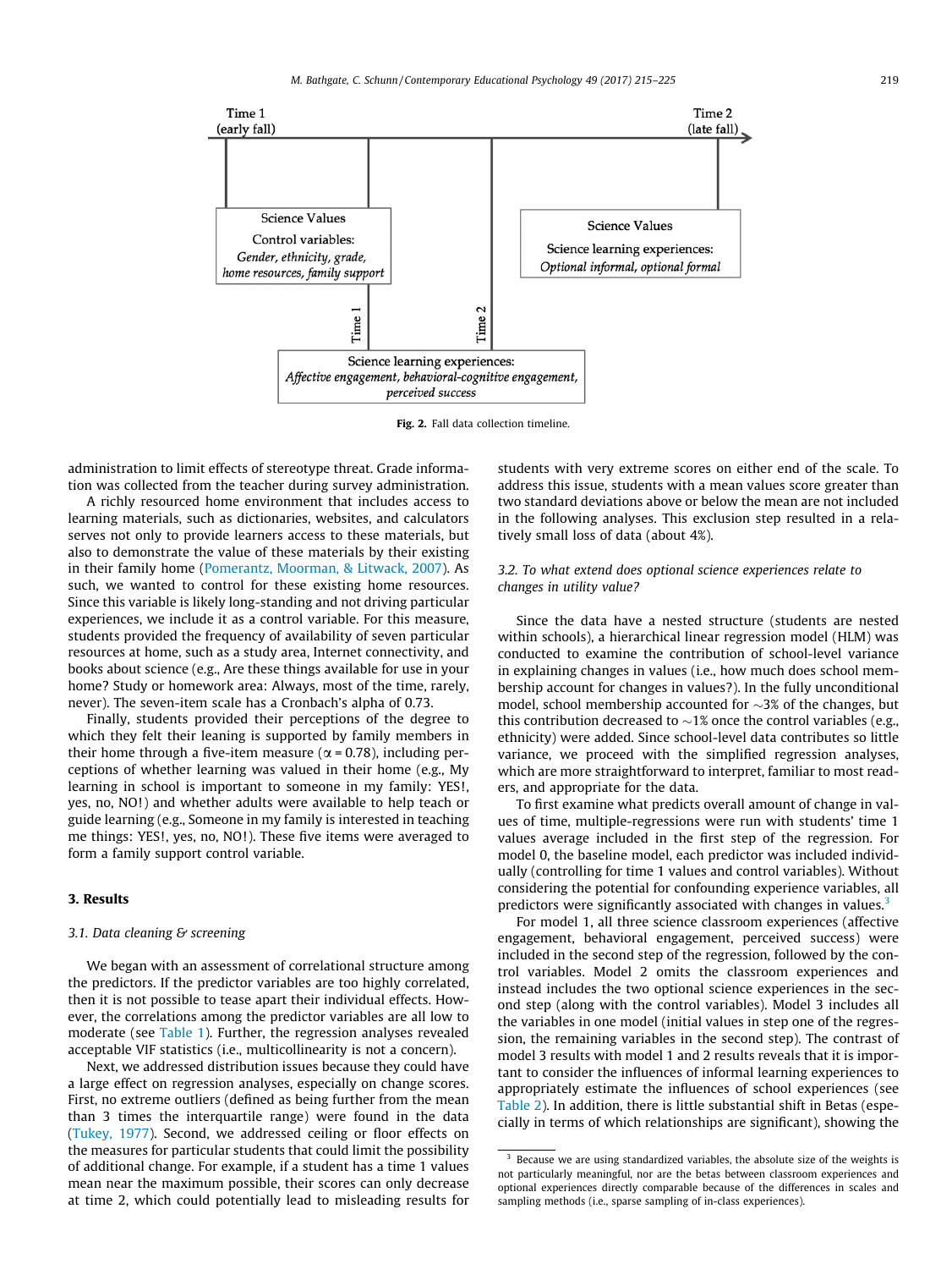Time 1 (early fall)

Time 2 (late fall)

Science Values

Control variables: *Gender, ethnicity, grade, home resources, family support*

Science Values

Science learning experiences: *Optional informal, optional formal*

Time 1

Time 2

Science learning experiences: *Affective engagement, behavioral-cognitive engagement, perceived success*

**Fig. 2.** Fall data collection timeline.

administration to limit effects of stereotype threat. Grade information was collected from the teacher during survey administration.

A richly resourced home environment that includes access to learning materials, such as dictionaries, websites, and calculators serves not only to provide learners access to these materials, but also to demonstrate the value of these materials by their existing in their family home (Pomerantz, Moorman, & Litwack, 2007). As such, we wanted to control for these existing home resources. Since this variable is likely long-standing and not driving particular experiences, we include it as a control variable. For this measure, students provided the frequency of availability of seven particular resources at home, such as a study area, Internet connectivity, and books about science (e.g., Are these things available for use in your home? Study or homework area: Always, most of the time, rarely, never). The seven-item scale has a Cronbach's alpha of 0.73.

Finally, students provided their perceptions of the degree to which they felt their leaning is supported by family members in their home through a five-item measure ($\alpha = 0.78$), including perceptions of whether learning was valued in their home (e.g., My learning in school is important to someone in my family: YES!, yes, no, NO!) and whether adults were available to help teach or guide learning (e.g., Someone in my family is interested in teaching me things: YES!, yes, no, NO!). These five items were averaged to form a family support control variable.

## 3. Results

### 3.1. Data cleaning & screening

We began with an assessment of correlational structure among the predictors. If the predictor variables are too highly correlated, then it is not possible to tease apart their individual effects. However, the correlations among the predictor variables are all low to moderate (see Table 1). Further, the regression analyses revealed acceptable VIF statistics (i.e., multicollinearity is not a concern).

Next, we addressed distribution issues because they could have a large effect on regression analyses, especially on change scores. First, no extreme outliers (defined as being further from the mean than 3 times the interquartile range) were found in the data (Tukey, 1977). Second, we addressed ceiling or floor effects on the measures for particular students that could limit the possibility of additional change. For example, if a student has a time 1 values mean near the maximum possible, their scores can only decrease at time 2, which could potentially lead to misleading results for students with very extreme scores on either end of the scale. To address this issue, students with a mean values score greater than two standard deviations above or below the mean are not included in the following analyses. This exclusion step resulted in a relatively small loss of data (about 4%).

### 3.2. To what extend does optional science experiences relate to changes in utility value?

Since the data have a nested structure (students are nested within schools), a hierarchical linear regression model (HLM) was conducted to examine the contribution of school-level variance in explaining changes in values (i.e., how much does school membership account for changes in values?). In the fully unconditional model, school membership accounted for ~3% of the changes, but this contribution decreased to ~1% once the control variables (e.g., ethnicity) were added. Since school-level data contributes so little variance, we proceed with the simplified regression analyses, which are more straightforward to interpret, familiar to most readers, and appropriate for the data.

To first examine what predicts overall amount of change in values of time, multiple-regressions were run with students' time 1 values average included in the first step of the regression. For model 0, the baseline model, each predictor was included individually (controlling for time 1 values and control variables). Without considering the potential for confounding experience variables, all predictors were significantly associated with changes in values.[3]

For model 1, all three science classroom experiences (affective engagement, behavioral engagement, perceived success) were included in the second step of the regression, followed by the control variables. Model 2 omits the classroom experiences and instead includes the two optional science experiences in the second step (along with the control variables). Model 3 includes all the variables in one model (initial values in step one of the regression, the remaining variables in the second step). The contrast of model 3 results with model 1 and 2 results reveals that it is important to consider the influences of informal learning experiences to appropriately estimate the influences of school experiences (see Table 2). In addition, there is little substantial shift in Betas (especially in terms of which relationships are significant), showing the

[3] Because we are using standardized variables, the absolute size of the weights is not particularly meaningful, nor are the betas between classroom experiences and optional experiences directly comparable because of the differences in scales and sampling methods (i.e., sparse sampling of in-class experiences).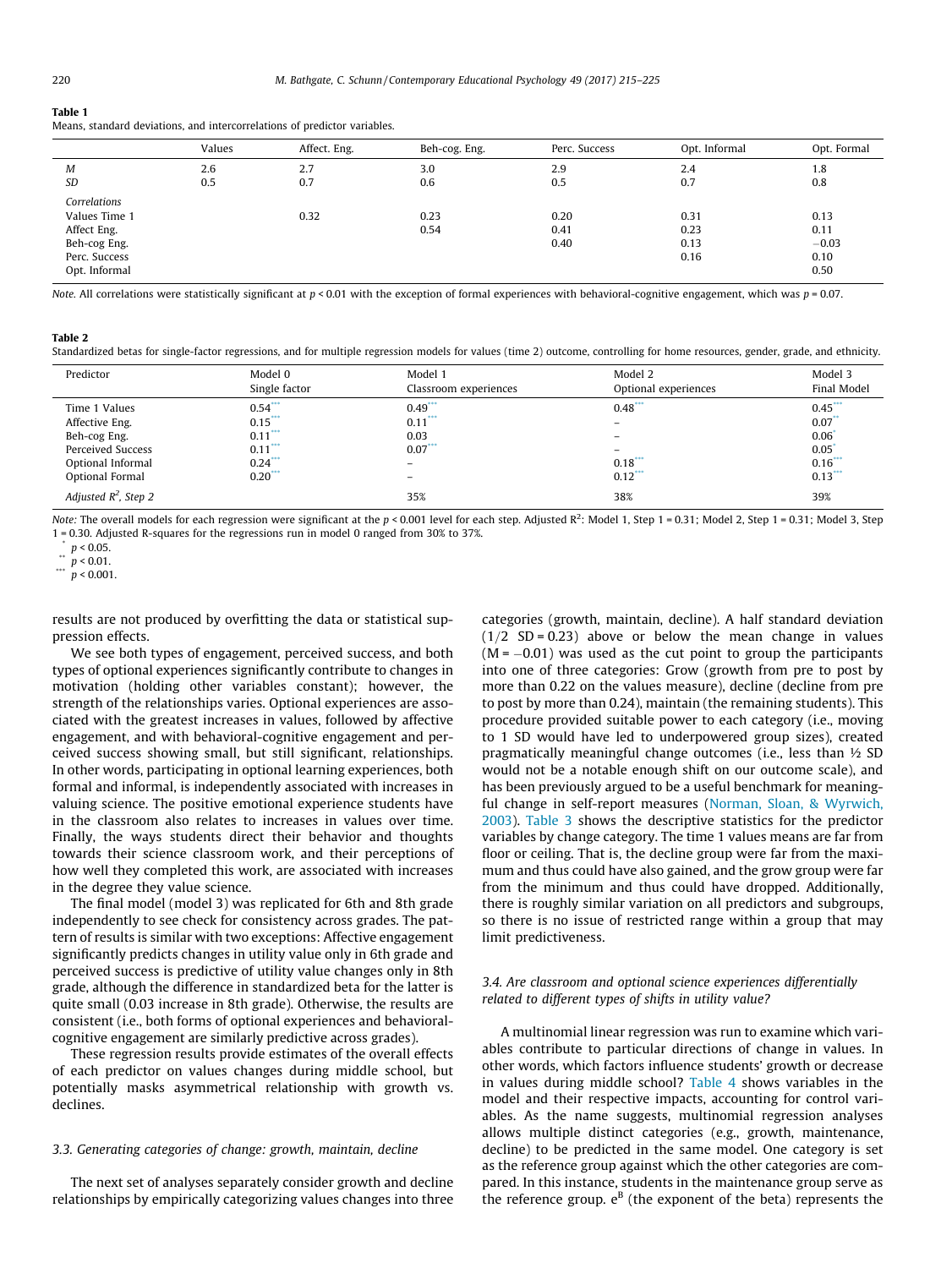**Table 1**
Means, standard deviations, and intercorrelations of predictor variables.

| | Values | Affect. Eng. | Beh-cog Eng. | Perc. Success | Opt. Informal | Opt. Formal |
|---|---|---|---|---|---|---|
| *M* | 2.6 | 2.7 | 3.0 | 2.9 | 2.4 | 1.8 |
| *SD* | 0.5 | 0.7 | 0.6 | 0.5 | 0.7 | 0.8 |
| *Correlations* | | | | | | |
| Values Time 1 | | 0.32 | 0.23 | 0.20 | 0.31 | 0.13 |
| Affect Eng. | | | 0.54 | 0.41 | 0.23 | 0.11 |
| Beh-cog Eng. | | | | 0.40 | 0.13 | −0.03 |
| Perc. Success | | | | | 0.16 | 0.10 |
| Opt. Informal | | | | | | 0.50 |

*Note.* All correlations were statistically significant at $p < 0.01$ with the exception of formal experiences with behavioral-cognitive engagement, which was $p = 0.07$.

**Table 2**
Standardized betas for single-factor regressions, and for multiple regression models for values (time 2) outcome, controlling for home resources, gender, grade, and ethnicity.

| Predictor | Model 0<br>Single factor | Model 1<br>Classroom experiences | Model 2<br>Optional experiences | Model 3<br>Final Model |
|---|---|---|---|---|
| Time 1 Values | 0.54*** | 0.49*** | 0.48*** | 0.45*** |
| Affective Eng. | 0.15*** | 0.11*** | – | 0.07** |
| Beh-cog Eng. | 0.11*** | 0.03 | – | 0.06* |
| Perceived Success | 0.11*** | 0.07*** | – | 0.05* |
| Optional Informal | 0.24*** | – | 0.18*** | 0.16*** |
| Optional Formal | 0.20*** | – | 0.12*** | 0.13*** |
| *Adjusted $R^2$, Step 2* | | 35% | 38% | 39% |

*Note:* The overall models for each regression were significant at the $p < 0.001$ level for each step. Adjusted $R^2$: Model 1, Step 1 = 0.31; Model 2, Step 1 = 0.31; Model 3, Step 1 = 0.30. Adjusted R-squares for the regressions run in model 0 ranged from 30% to 37%.

\* $p < 0.05$.
\*\* $p < 0.01$.
\*\*\* $p < 0.001$.

results are not produced by overfitting the data or statistical suppression effects.

We see both types of engagement, perceived success, and both types of optional experiences significantly contribute to changes in motivation (holding other variables constant); however, the strength of the relationships varies. Optional experiences are associated with the greatest increases in values, followed by affective engagement, and with behavioral-cognitive engagement and perceived success showing small, but still significant, relationships. In other words, participating in optional learning experiences, both formal and informal, is independently associated with increases in valuing science. The positive emotional experience students have in the classroom also relates to increases in values over time. Finally, the ways students direct their behavior and thoughts towards their science classroom work, and their perceptions of how well they completed this work, are associated with increases in the degree they value science.

The final model (model 3) was replicated for 6th and 8th grade independently to see check for consistency across grades. The pattern of results is similar with two exceptions: Affective engagement significantly predicts changes in utility value only in 6th grade and perceived success is predictive of utility value changes only in 8th grade, although the difference in standardized beta for the latter is quite small (0.03 increase in 8th grade). Otherwise, the results are consistent (i.e., both forms of optional experiences and behavioral-cognitive engagement are similarly predictive across grades).

These regression results provide estimates of the overall effects of each predictor on values changes during middle school, but potentially masks asymmetrical relationship with growth vs. declines.

### 3.3. Generating categories of change: growth, maintain, decline

The next set of analyses separately consider growth and decline relationships by empirically categorizing values changes into three categories (growth, maintain, decline). A half standard deviation ($1/2$ SD = 0.23) above or below the mean change in values (M = −0.01) was used as the cut point to group the participants into one of three categories: Grow (growth from pre to post by more than 0.22 on the values measure), decline (decline from pre to post by more than 0.24), maintain (the remaining students). This procedure provided suitable power to each category (i.e., moving to 1 SD would have led to underpowered group sizes), created pragmatically meaningful change outcomes (i.e., less than ½ SD would not be a notable enough shift on our outcome scale), and has been previously argued to be a useful benchmark for meaningful change in self-report measures (Norman, Sloan, & Wyrwich, 2003). Table 3 shows the descriptive statistics for the predictor variables by change category. The time 1 values means are far from floor or ceiling. That is, the decline group were far from the maximum and thus could have also gained, and the grow group were far from the minimum and thus could have dropped. Additionally, there is roughly similar variation on all predictors and subgroups, so there is no issue of restricted range within a group that may limit predictiveness.

### 3.4. Are classroom and optional science experiences differentially related to different types of shifts in utility value?

A multinomial linear regression was run to examine which variables contribute to particular directions of change in values. In other words, which factors influence students' growth or decrease in values during middle school? Table 4 shows variables in the model and their respective impacts, accounting for control variables. As the name suggests, multinomial regression analyses allows multiple distinct categories (e.g., growth, maintenance, decline) to be predicted in the same model. One category is set as the reference group against which the other categories are compared. In this instance, students in the maintenance group serve as the reference group. $e^B$ (the exponent of the beta) represents the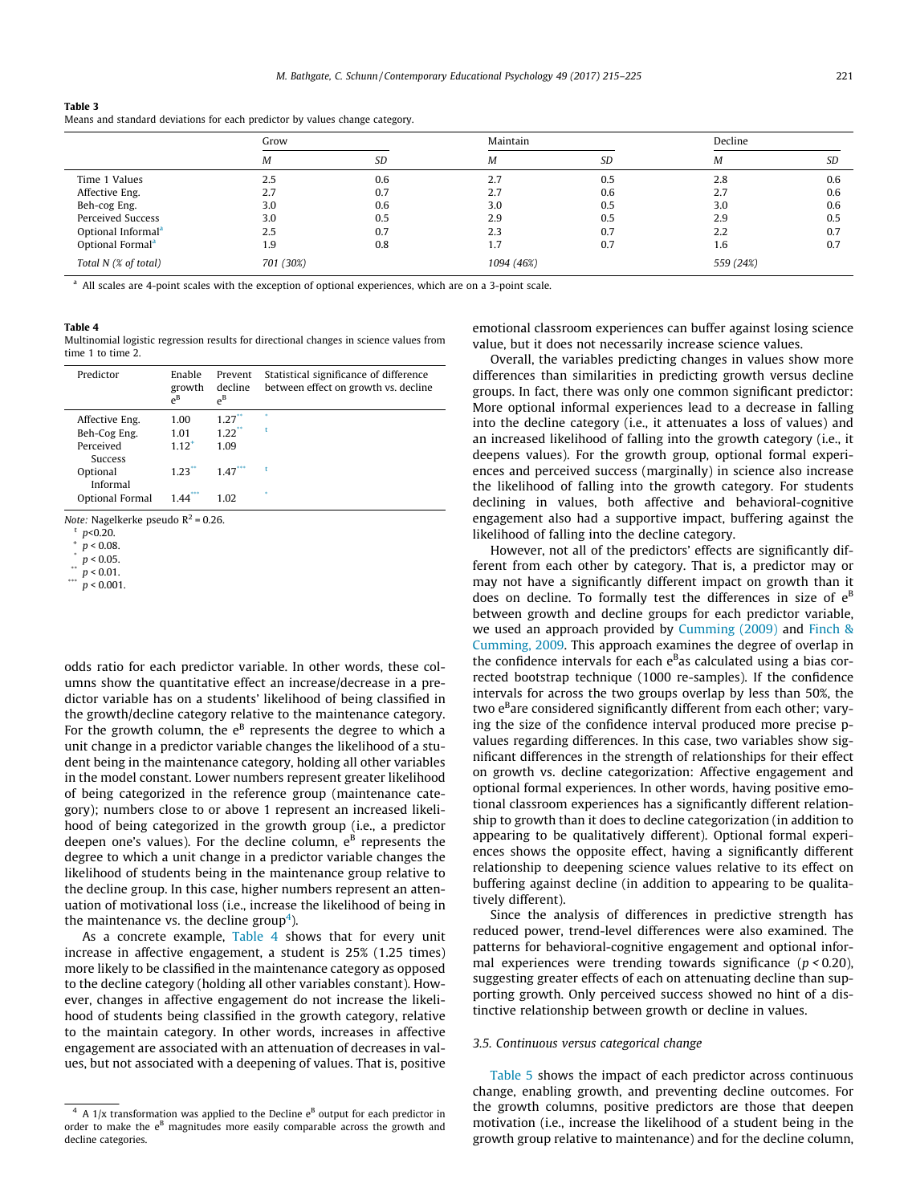**Table 3**
Means and standard deviations for each predictor by values change category.

| | Grow | | Maintain | | Decline | |
|---|---|---|---|---|---|---|
| | *M* | *SD* | *M* | *SD* | *M* | *SD* |
| Time 1 Values | 2.5 | 0.6 | 2.7 | 0.5 | 2.8 | 0.6 |
| Affective Eng. | 2.7 | 0.7 | 2.7 | 0.6 | 2.7 | 0.6 |
| Beh-cog Eng. | 3.0 | 0.6 | 3.0 | 0.5 | 3.0 | 0.6 |
| Perceived Success | 3.0 | 0.5 | 2.9 | 0.5 | 2.9 | 0.5 |
| Optional Informal[a] | 2.5 | 0.7 | 2.3 | 0.7 | 2.2 | 0.7 |
| Optional Formal[a] | 1.9 | 0.8 | 1.7 | 0.7 | 1.6 | 0.7 |
| *Total N (% of total)* | *701 (30%)* | | *1094 (46%)* | | *559 (24%)* | |

[a] All scales are 4-point scales with the exception of optional experiences, which are on a 3-point scale.

**Table 4**
Multinomial logistic regression results for directional changes in science values from time 1 to time 2.

| Predictor | Enable growth $e^B$ | Prevent decline $e^B$ | Statistical significance of difference between effect on growth vs. decline |
|---|---|---|---|
| Affective Eng. | 1.00 | 1.27** | * |
| Beh-Cog Eng. | 1.01 | 1.22** | t |
| Perceived Success | 1.12+ | 1.09 | |
| Optional Informal | 1.23** | 1.47*** | t |
| Optional Formal | 1.44*** | 1.02 | * |

*Note:* Nagelkerke pseudo $R^2 = 0.26$.
t $p<0.20$.
+ $p < 0.08$.
* $p < 0.05$.
** $p < 0.01$.
*** $p < 0.001$.

odds ratio for each predictor variable. In other words, these columns show the quantitative effect an increase/decrease in a predictor variable has on a students' likelihood of being classified in the growth/decline category relative to the maintenance category. For the growth column, the $e^B$ represents the degree to which a unit change in a predictor variable changes the likelihood of a student being in the maintenance category, holding all other variables in the model constant. Lower numbers represent greater likelihood of being categorized in the reference group (maintenance category); numbers close to or above 1 represent an increased likelihood of being categorized in the growth group (i.e., a predictor deepen one's values). For the decline column, $e^B$ represents the degree to which a unit change in a predictor variable changes the likelihood of students being in the maintenance group relative to the decline group. In this case, higher numbers represent an attenuation of motivational loss (i.e., increase the likelihood of being in the maintenance vs. the decline group[4]).

As a concrete example, Table 4 shows that for every unit increase in affective engagement, a student is 25% (1.25 times) more likely to be classified in the maintenance category as opposed to the decline category (holding all other variables constant). However, changes in affective engagement do not increase the likelihood of students being classified in the growth category, relative to the maintain category. In other words, increases in affective engagement are associated with an attenuation of decreases in values, but not associated with a deepening of values. That is, positive emotional classroom experiences can buffer against losing science value, but it does not necessarily increase science values.

Overall, the variables predicting changes in values show more differences than similarities in predicting growth versus decline groups. In fact, there was only one common significant predictor: More optional informal experiences lead to a decrease in falling into the decline category (i.e., it attenuates a loss of values) and an increased likelihood of falling into the growth category (i.e., it deepens values). For the growth group, optional formal experiences and perceived success (marginally) in science also increase the likelihood of falling into the growth category. For students declining in values, both affective and behavioral-cognitive engagement also had a supportive impact, buffering against the likelihood of falling into the decline category.

However, not all of the predictors' effects are significantly different from each other by category. That is, a predictor may or may not have a significantly different impact on growth than it does on decline. To formally test the differences in size of $e^B$ between growth and decline groups for each predictor variable, we used an approach provided by Cumming (2009) and Finch & Cumming, 2009. This approach examines the degree of overlap in the confidence intervals for each $e^B$as calculated using a bias corrected bootstrap technique (1000 re-samples). If the confidence intervals for across the two groups overlap by less than 50%, the two $e^B$are considered significantly different from each other; varying the size of the confidence interval produced more precise p-values regarding differences. In this case, two variables show significant differences in the strength of relationships for their effect on growth vs. decline categorization: Affective engagement and optional formal experiences. In other words, having positive emotional classroom experiences has a significantly different relationship to growth than it does to decline categorization (in addition to appearing to be qualitatively different). Optional formal experiences shows the opposite effect, having a significantly different relationship to deepening science values relative to its effect on buffering against decline (in addition to appearing to be qualitatively different).

Since the analysis of differences in predictive strength has reduced power, trend-level differences were also examined. The patterns for behavioral-cognitive engagement and optional informal experiences were trending towards significance ($p < 0.20$), suggesting greater effects of each on attenuating decline than supporting growth. Only perceived success showed no hint of a distinctive relationship between growth or decline in values.

### 3.5. Continuous versus categorical change

Table 5 shows the impact of each predictor across continuous change, enabling growth, and preventing decline outcomes. For the growth columns, positive predictors are those that deepen motivation (i.e., increase the likelihood of a student being in the growth group relative to maintenance) and for the decline column,

[4] A 1/x transformation was applied to the Decline $e^B$ output for each predictor in order to make the $e^B$ magnitudes more easily comparable across the growth and decline categories.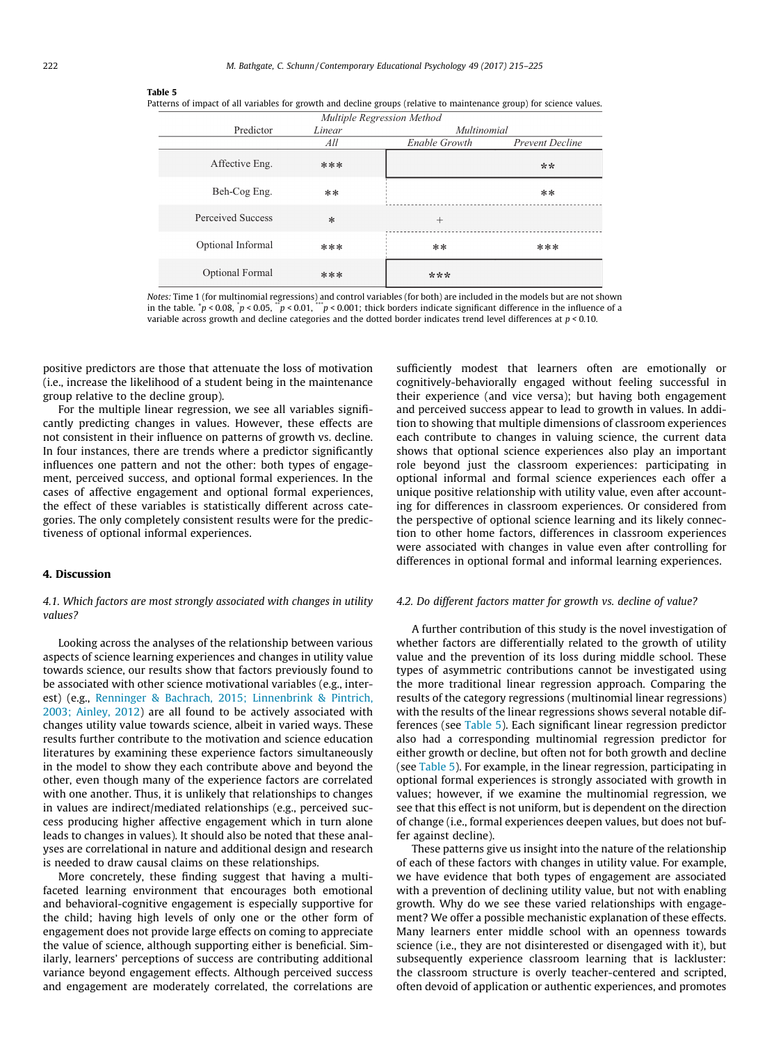**Table 5**
Patterns of impact of all variables for growth and decline groups (relative to maintenance group) for science values.

| Predictor | Multiple Regression Method | | |
|---|---|---|---|
| | Linear | Multinomial | |
| | All | Enable Growth | Prevent Decline |
| Affective Eng. | *** | | ** |
| Beh-Cog Eng. | ** | | ** |
| Perceived Success | * | + | |
| Optional Informal | *** | ** | *** |
| Optional Formal | *** | *** | |

*Notes:* Time 1 (for multinomial regressions) and control variables (for both) are included in the models but are not shown in the table. $^{+}p < 0.08$, $^{*}p < 0.05$, $^{**}p < 0.01$, $^{***}p < 0.001$; thick borders indicate significant difference in the influence of a variable across growth and decline categories and the dotted border indicates trend level differences at $p < 0.10$.

positive predictors are those that attenuate the loss of motivation (i.e., increase the likelihood of a student being in the maintenance group relative to the decline group).

For the multiple linear regression, we see all variables significantly predicting changes in values. However, these effects are not consistent in their influence on patterns of growth vs. decline. In four instances, there are trends where a predictor significantly influences one pattern and not the other: both types of engagement, perceived success, and optional formal experiences. In the cases of affective engagement and optional formal experiences, the effect of these variables is statistically different across categories. The only completely consistent results were for the predictiveness of optional informal experiences.

## 4. Discussion

### 4.1. Which factors are most strongly associated with changes in utility values?

Looking across the analyses of the relationship between various aspects of science learning experiences and changes in utility value towards science, our results show that factors previously found to be associated with other science motivational variables (e.g., interest) (e.g., Renninger & Bachrach, 2015; Linnenbrink & Pintrich, 2003; Ainley, 2012) are all found to be actively associated with changes utility value towards science, albeit in varied ways. These results further contribute to the motivation and science education literatures by examining these experience factors simultaneously in the model to show they each contribute above and beyond the other, even though many of the experience factors are correlated with one another. Thus, it is unlikely that relationships to changes in values are indirect/mediated relationships (e.g., perceived success producing higher affective engagement which in turn alone leads to changes in values). It should also be noted that these analyses are correlational in nature and additional design and research is needed to draw causal claims on these relationships.

More concretely, these finding suggest that having a multifaceted learning environment that encourages both emotional and behavioral-cognitive engagement is especially supportive for the child; having high levels of only one or the other form of engagement does not provide large effects on coming to appreciate the value of science, although supporting either is beneficial. Similarly, learners' perceptions of success are contributing additional variance beyond engagement effects. Although perceived success and engagement are moderately correlated, the correlations are sufficiently modest that learners often are emotionally or cognitively-behaviorally engaged without feeling successful in their experience (and vice versa); but having both engagement and perceived success appear to lead to growth in values. In addition to showing that multiple dimensions of classroom experiences each contribute to changes in valuing science, the current data shows that optional science experiences also play an important role beyond just the classroom experiences: participating in optional informal and formal science experiences each offer a unique positive relationship with utility value, even after accounting for differences in classroom experiences. Or considered from the perspective of optional science learning and its likely connection to other home factors, differences in classroom experiences were associated with changes in value even after controlling for differences in optional formal and informal learning experiences.

### 4.2. Do different factors matter for growth vs. decline of value?

A further contribution of this study is the novel investigation of whether factors are differentially related to the growth of utility value and the prevention of its loss during middle school. These types of asymmetric contributions cannot be investigated using the more traditional linear regression approach. Comparing the results of the category regressions (multinomial linear regressions) with the results of the linear regressions shows several notable differences (see Table 5). Each significant linear regression predictor also had a corresponding multinomial regression predictor for either growth or decline, but often not for both growth and decline (see Table 5). For example, in the linear regression, participating in optional formal experiences is strongly associated with growth in values; however, if we examine the multinomial regression, we see that this effect is not uniform, but is dependent on the direction of change (i.e., formal experiences deepen values, but does not buffer against decline).

These patterns give us insight into the nature of the relationship of each of these factors with changes in utility value. For example, we have evidence that both types of engagement are associated with a prevention of declining utility value, but not with enabling growth. Why do we see these varied relationships with engagement? We offer a possible mechanistic explanation of these effects. Many learners enter middle school with an openness towards science (i.e., they are not disinterested or disengaged with it), but subsequently experience classroom learning that is lackluster: the classroom structure is overly teacher-centered and scripted, often devoid of application or authentic experiences, and promotes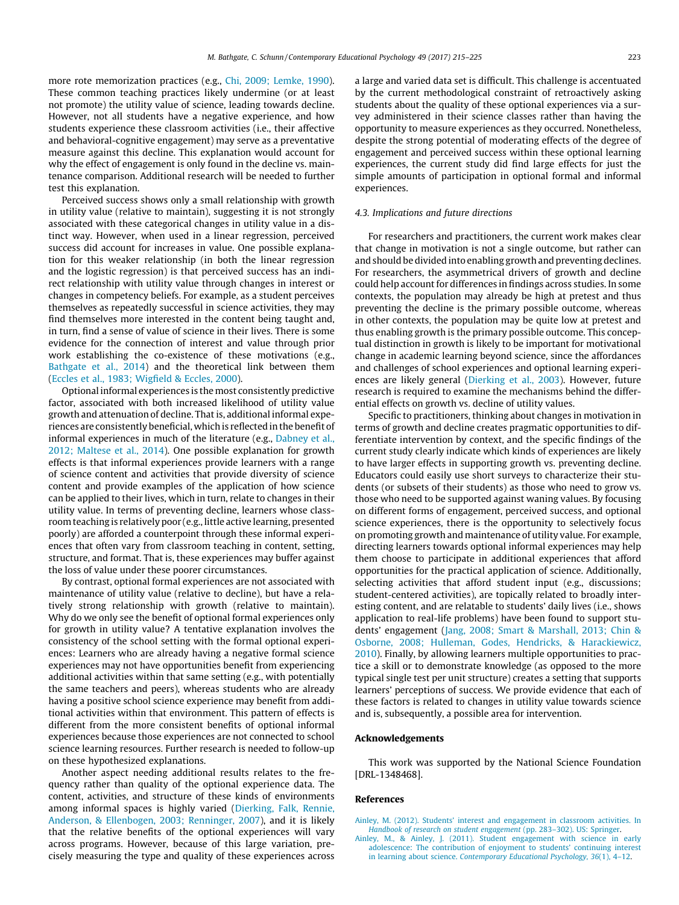more rote memorization practices (e.g., Chi, 2009; Lemke, 1990). These common teaching practices likely undermine (or at least not promote) the utility value of science, leading towards decline. However, not all students have a negative experience, and how students experience these classroom activities (i.e., their affective and behavioral-cognitive engagement) may serve as a preventative measure against this decline. This explanation would account for why the effect of engagement is only found in the decline vs. maintenance comparison. Additional research will be needed to further test this explanation.

Perceived success shows only a small relationship with growth in utility value (relative to maintain), suggesting it is not strongly associated with these categorical changes in utility value in a distinct way. However, when used in a linear regression, perceived success did account for increases in value. One possible explanation for this weaker relationship (in both the linear regression and the logistic regression) is that perceived success has an indirect relationship with utility value through changes in interest or changes in competency beliefs. For example, as a student perceives themselves as repeatedly successful in science activities, they may find themselves more interested in the content being taught and, in turn, find a sense of value of science in their lives. There is some evidence for the connection of interest and value through prior work establishing the co-existence of these motivations (e.g., Bathgate et al., 2014) and the theoretical link between them (Eccles et al., 1983; Wigfield & Eccles, 2000).

Optional informal experiences is the most consistently predictive factor, associated with both increased likelihood of utility value growth and attenuation of decline. That is, additional informal experiences are consistently beneficial, which is reflected in the benefit of informal experiences in much of the literature (e.g., Dabney et al., 2012; Maltese et al., 2014). One possible explanation for growth effects is that informal experiences provide learners with a range of science content and activities that provide diversity of science content and provide examples of the application of how science can be applied to their lives, which in turn, relate to changes in their utility value. In terms of preventing decline, learners whose classroom teaching is relatively poor (e.g., little active learning, presented poorly) are afforded a counterpoint through these informal experiences that often vary from classroom teaching in content, setting, structure, and format. That is, these experiences may buffer against the loss of value under these poorer circumstances.

By contrast, optional formal experiences are not associated with maintenance of utility value (relative to decline), but have a relatively strong relationship with growth (relative to maintain). Why do we only see the benefit of optional formal experiences only for growth in utility value? A tentative explanation involves the consistency of the school setting with the formal optional experiences: Learners who are already having a negative formal science experiences may not have opportunities benefit from experiencing additional activities within that same setting (e.g., with potentially the same teachers and peers), whereas students who are already having a positive school science experience may benefit from additional activities within that environment. This pattern of effects is different from the more consistent benefits of optional informal experiences because those experiences are not connected to school science learning resources. Further research is needed to follow-up on these hypothesized explanations.

Another aspect needing additional results relates to the frequency rather than quality of the optional experience data. The content, activities, and structure of these kinds of environments among informal spaces is highly varied (Dierking, Falk, Rennie, Anderson, & Ellenbogen, 2003; Renninger, 2007), and it is likely that the relative benefits of the optional experiences will vary across programs. However, because of this large variation, precisely measuring the type and quality of these experiences across a large and varied data set is difficult. This challenge is accentuated by the current methodological constraint of retroactively asking students about the quality of these optional experiences via a survey administered in their science classes rather than having the opportunity to measure experiences as they occurred. Nonetheless, despite the strong potential of moderating effects of the degree of engagement and perceived success within these optional learning experiences, the current study did find large effects for just the simple amounts of participation in optional formal and informal experiences.

### 4.3. Implications and future directions

For researchers and practitioners, the current work makes clear that change in motivation is not a single outcome, but rather can and should be divided into enabling growth and preventing declines. For researchers, the asymmetrical drivers of growth and decline could help account for differences in findings across studies. In some contexts, the population may already be high at pretest and thus preventing the decline is the primary possible outcome, whereas in other contexts, the population may be quite low at pretest and thus enabling growth is the primary possible outcome. This conceptual distinction in growth is likely to be important for motivational change in academic learning beyond science, since the affordances and challenges of school experiences and optional learning experiences are likely general (Dierking et al., 2003). However, future research is required to examine the mechanisms behind the differential effects on growth vs. decline of utility values.

Specific to practitioners, thinking about changes in motivation in terms of growth and decline creates pragmatic opportunities to differentiate intervention by context, and the specific findings of the current study clearly indicate which kinds of experiences are likely to have larger effects in supporting growth vs. preventing decline. Educators could easily use short surveys to characterize their students (or subsets of their students) as those who need to grow vs. those who need to be supported against waning values. By focusing on different forms of engagement, perceived success, and optional science experiences, there is the opportunity to selectively focus on promoting growth and maintenance of utility value. For example, directing learners towards optional informal experiences may help them choose to participate in additional experiences that afford opportunities for the practical application of science. Additionally, selecting activities that afford student input (e.g., discussions; student-centered activities), are topically related to broadly interesting content, and are relatable to students' daily lives (i.e., shows application to real-life problems) have been found to support students' engagement (Jang, 2008; Smart & Marshall, 2013; Chin & Osborne, 2008; Hulleman, Godes, Hendricks, & Harackiewicz, 2010). Finally, by allowing learners multiple opportunities to practice a skill or to demonstrate knowledge (as opposed to the more typical single test per unit structure) creates a setting that supports learners' perceptions of success. We provide evidence that each of these factors is related to changes in utility value towards science and is, subsequently, a possible area for intervention.

## Acknowledgements

This work was supported by the National Science Foundation [DRL-1348468].

## References

Ainley, M. (2012). Students' interest and engagement in classroom activities. In *Handbook of research on student engagement* (pp. 283–302). US: Springer.

Ainley, M., & Ainley, J. (2011). Student engagement with science in early adolescence: The contribution of enjoyment to students' continuing interest in learning about science. *Contemporary Educational Psychology, 36*(1), 4–12.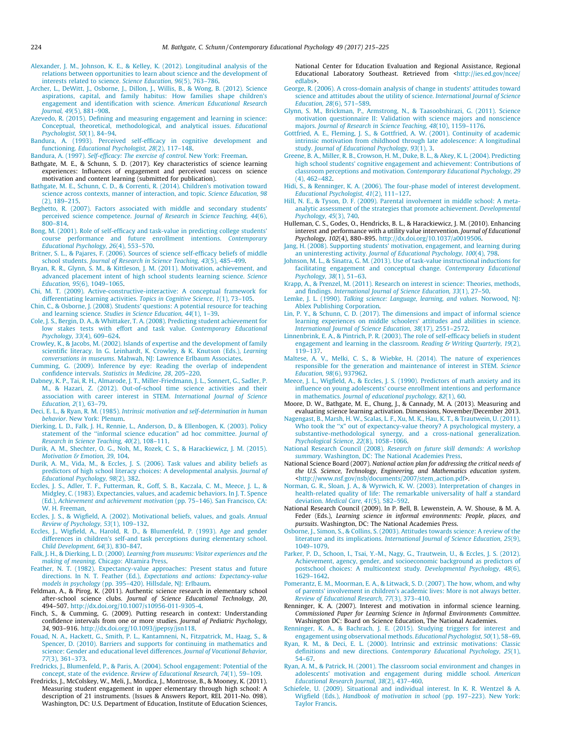Alexander, J. M., Johnson, K. E., & Kelley, K. (2012). Longitudinal analysis of the relations between opportunities to learn about science and the development of interests related to science. *Science Education, 96*(5), 763–786.

Archer, L., DeWitt, J., Osborne, J., Dillon, J., Willis, B., & Wong, B. (2012). Science aspirations, capital, and family habitus: How families shape children's engagement and identification with science. *American Educational Research Journal, 49*(5), 881–908.

Azevedo, R. (2015). Defining and measuring engagement and learning in science: Conceptual, theoretical, methodological, and analytical issues. *Educational Psychologist, 50*(1), 84–94.

Bandura, A. (1993). Perceived self-efficacy in cognitive development and functioning. *Educational Psychologist, 28*(2), 117–148.

Bandura, A. (1997). *Self-efficacy: The exercise of control*. New York: Freeman.

Bathgate, M. E., & Schunn, S. D. (2017). Key characteristics of science learning experiences: Influences of engagement and perceived success on science motivation and content learning (submitted for publication).

Bathgate, M. E., Schunn, C. D., & Correnti, R. (2014). Children's motivation toward science across contexts, manner of interaction, and topic. *Science Education, 98*(2), 189–215.

Beghetto, R. (2007). Factors associated with middle and secondary students' perceived science competence. *Journal of Research in Science Teaching, 44*(6), 800–814.

Bong, M. (2001). Role of self-efficacy and task-value in predicting college students' course performance and future enrollment intentions. *Contemporary Educational Psychology, 26*(4), 553–570.

Britner, S. L., & Pajares, F. (2006). Sources of science self-efficacy beliefs of middle school students. *Journal of Research in Science Teaching, 43*(5), 485–499.

Bryan, R. R., Glynn, S. M., & Kittleson, J. M. (2011). Motivation, achievement, and advanced placement intent of high school students learning science. *Science Education, 95*(6), 1049–1065.

Chi, M. T. (2009). Active-constructive-interactive: A conceptual framework for differentiating learning activities. *Topics in Cognitive Science, 1*(1), 73–105.

Chin, C., & Osborne, J. (2008). Students' questions: A potential resource for teaching and learning science. *Studies in Science Education, 44*(1), 1–39.

Cole, J. S., Bergin, D. A., & Whittaker, T. A. (2008). Predicting student achievement for low stakes tests with effort and task value. *Contemporary Educational Psychology, 33*(4), 609–624.

Crowley, K., & Jacobs, M. (2002). Islands of expertise and the development of family scientific literacy. In G. Leinhardt, K. Crowley, & K. Knutson (Eds.), *Learning conversations in museums*. Mahwah, NJ: Lawrence Erlbaum Associates.

Cumming, G. (2009). Inference by eye: Reading the overlap of independent confidence intervals. *Statistics in Medicine, 28*, 205–220.

Dabney, K. P., Tai, R. H., Almarode, J. T., Miller-Friedmann, J. L., Sonnert, G., Sadler, P. M., & Hazari, Z. (2012). Out-of-school time science activities and their association with career interest in STEM. *International Journal of Science Education, 2*(1), 63–79.

Deci, E. L., & Ryan, R. M. (1985). *Intrinsic motivation and self-determination in human behavior*. New York: Plenum.

Dierking, L. D., Falk, J. H., Rennie, L., Anderson, D., & Ellenbogen, K. (2003). Policy statement of the "informal science education" ad hoc committee. *Journal of Research in Science Teaching, 40*(2), 108–111.

Durik, A. M., Shechter, O. G., Noh, M., Rozek, C. S., & Harackiewicz, J. M. (2015). *Motivation & Emotion, 39*, 104.

Durik, A. M., Vida, M., & Eccles, J. S. (2006). Task values and ability beliefs as predictors of high school literacy choices: A developmental analysis. *Journal of Educational Psychology, 98*(2), 382.

Eccles, J. S., Adler, T. F., Futterman, R., Goff, S. B., Kaczala, C. M., Meece, J. L., & Midgley, C. (1983). Expectancies, values, and academic behaviors. In J. T. Spence (Ed.), *Achievement and achievement motivation* (pp. 75–146). San Francisco, CA: W. H. Freeman.

Eccles, J. S., & Wigfield, A. (2002). Motivational beliefs, values, and goals. *Annual Review of Psychology, 53*(1), 109–132.

Eccles, J., Wigfield, A., Harold, R. D., & Blumenfeld, P. (1993). Age and gender differences in children's self-and task perceptions during elementary school. *Child Development, 64*(3), 830–847.

Falk, J. H., & Dierking, L. D. (2000). *Learning from museums: Visitor experiences and the making of meaning*. Chicago: Altamira Press.

Feather, N. T. (1982). Expectancy-value approaches: Present status and future directions. In N. T. Feather (Ed.), *Expectations and actions: Expectancy-value models in psychology* (pp. 395–420). Hillsdale, NJ: Erlbaum.

Feldman, A., & Pirog, K. (2011). Authentic science research in elementary school after-school science clubs. *Journal of Science Educational Technology, 20*, 494–507. http://dx.doi.org/10.1007/s10956-011-9305-4.

Finch, S., & Cumming, G. (2009). Putting research in context: Understanding confidence intervals from one or more studies. *Journal of Pediatric Psychology, 34*, 903–916. http://dx.doi.org/10.1093/jpepsy/jsn118.

Fouad, N. A., Hackett, G., Smith, P. L., Kantamneni, N., Fitzpatrick, M., Haag, S., & Spencer, D. (2010). Barriers and supports for continuing in mathematics and science: Gender and educational level differences. *Journal of Vocational Behavior, 77*(3), 361–373.

Fredricks, J., Blumenfeld, P., & Paris, A. (2004). School engagement: Potential of the concept, state of the evidence. *Review of Educational Research, 74*(1), 59–109.

Fredricks, J., McColskey, W., Meli, J., Mordica, J., Montrosse, B., & Mooney, K. (2011). Measuring student engagement in upper elementary through high school: A description of 21 instruments. (Issues & Answers Report, REL 2011-No. 098). Washington, DC: U.S. Department of Education, Institute of Education Sciences, National Center for Education Evaluation and Regional Assistance, Regional Educational Laboratory Southeast. Retrieved from <http://ies.ed.gov/ncee/edlabs>.

George, R. (2006). A cross-domain analysis of change in students' attitudes toward science and attitudes about the utility of science. *International Journal of Science Education, 28*(6), 571–589.

Glynn, S. M., Brickman, P., Armstrong, N., & Taasoobshirazi, G. (2011). Science motivation questionnaire II: Validation with science majors and nonscience majors. *Journal of Research in Science Teaching, 48*(10), 1159–1176.

Gottfried, A. E., Fleming, J. S., & Gottfried, A. W. (2001). Continuity of academic intrinsic motivation from childhood through late adolescence: A longitudinal study. *Journal of Educational Psychology, 93*(1), 3.

Greene, B. A., Miller, R. B., Crowson, H. M., Duke, B. L., & Akey, K. L. (2004). Predicting high school students' cognitive engagement and achievement: Contributions of classroom perceptions and motivation. *Contemporary Educational Psychology, 29*(4), 462–482.

Hidi, S., & Renninger, K. A. (2006). The four-phase model of interest development. *Educational Psychologist, 41*(2), 111–127.

Hill, N. E., & Tyson, D. F. (2009). Parental involvement in middle school: A meta-analytic assessment of the strategies that promote achievement. *Developmental Psychology, 45*(3), 740.

Hulleman, C. S., Godes, O., Hendricks, B. L., & Harackiewicz, J. M. (2010). Enhancing interest and performance with a utility value intervention. *Journal of Educational Psychology, 102*(4), 880–895. http://dx.doi.org/10.1037/a0019506.

Jang, H. (2008). Supporting students' motivation, engagement, and learning during an uninteresting activity. *Journal of Educational Psychology, 100*(4), 798.

Johnson, M. L., & Sinatra, G. M. (2013). Use of task-value instructional inductions for facilitating engagement and conceptual change. *Contemporary Educational Psychology, 38*(1), 51–63.

Krapp, A., & Prenzel, M. (2011). Research on interest in science: Theories, methods, and findings. *International Journal of Science Education, 33*(1), 27–50.

Lemke, J. L. (1990). *Talking science: Language, learning, and values*. Norwood, NJ: Ablex Publishing Corporation.

Lin, P. Y., & Schunn, C. D. (2017). The dimensions and impact of informal science learning experiences on middle schoolers' attitudes and abilities in science. *International Journal of Science Education, 38*(17), 2551–2572.

Linnenbrink, E. A., & Pintrich, P. R. (2003). The role of self-efficacy beliefs in student engagement and learning in the classroom. *Reading & Writing Quarterly, 19*(2), 119–137.

Maltese, A. V., Melki, C. S., & Wiebke, H. (2014). The nature of experiences responsible for the generation and maintenance of interest in STEM. *Science Education, 98*(6), 937962.

Meece, J. L., Wigfield, A., & Eccles, J. S. (1990). Predictors of math anxiety and its influence on young adolescents' course enrollment intentions and performance in mathematics. *Journal of educational psychology, 82*(1), 60.

Moore, D. W., Bathgate, M. E., Chung, J., & Cannady, M. A. (2013). Measuring and evaluating science learning activation. Dimensions, November/December 2013.

Nagengast, B., Marsh, H. W., Scalas, L. F., Xu, M. K., Hau, K. T., & Trautwein, U. (2011). Who took the "x" out of expectancy-value theory? A psychological mystery, a substantive-methodological synergy, and a cross-national generalization. *Psychological Science, 22*(8), 1058–1066.

National Research Council (2008). *Research on future skill demands: A workshop summary*. Washington, DC: The National Academies Press.

National Science Board (2007). *National action plan for addressing the critical needs of the U.S. Science, Technology, Engineering, and Mathematics education system*. <http://www.nsf.gov/nsb/documents/2007/stem_action.pdf>.

Norman, G. R., Sloan, J. A., & Wyrwich, K. W. (2003). Interpretation of changes in health-related quality of life: The remarkable universality of half a standard deviation. *Medical Care, 41*(5), 582–592.

National Research Council (2009). In P. Bell, B. Lewenstein, A. W. Shouse, & M. A. Feder (Eds.), *Learning science in informal environments: People, places, and pursuits*. Washington, DC: The National Academies Press.

Osborne, J., Simon, S., & Collins, S. (2003). Attitudes towards science: A review of the literature and its implications. *International Journal of Science Education, 25*(9), 1049–1079.

Parker, P. D., Schoon, I., Tsai, Y.-M., Nagy, G., Trautwein, U., & Eccles, J. S. (2012). Achievement, agency, gender, and socioeconomic background as predictors of postschool choices: A multicontext study. *Developmental Psychology, 48*(6), 1629–1642.

Pomerantz, E. M., Moorman, E. A., & Litwack, S. D. (2007). The how, whom, and why of parents' involvement in children's academic lives: More is not always better. *Review of Educational Research, 77*(3), 373–410.

Renninger, K. A. (2007). Interest and motivation in informal science learning. *Commissioned Paper for Learning Science in Informal Environments Committee*. Washington DC: Board on Science Education, The National Academies.

Renninger, K. A., & Bachrach, J. E. (2015). Studying triggers for interest and engagement using observational methods. *Educational Psychologist, 50*(1), 58–69.

Ryan, R. M., & Deci, E. L. (2000). Intrinsic and extrinsic motivations: Classic definitions and new directions. *Contemporary Educational Psychology, 25*(1), 54–67.

Ryan, A. M., & Patrick, H. (2001). The classroom social environment and changes in adolescents' motivation and engagement during middle school. *American Educational Research Journal, 38*(2), 437–460.

Schiefele, U. (2009). Situational and individual interest. In K. R. Wentzel & A. Wigfield (Eds.), *Handbook of motivation in school* (pp. 197–223). New York: Taylor Francis.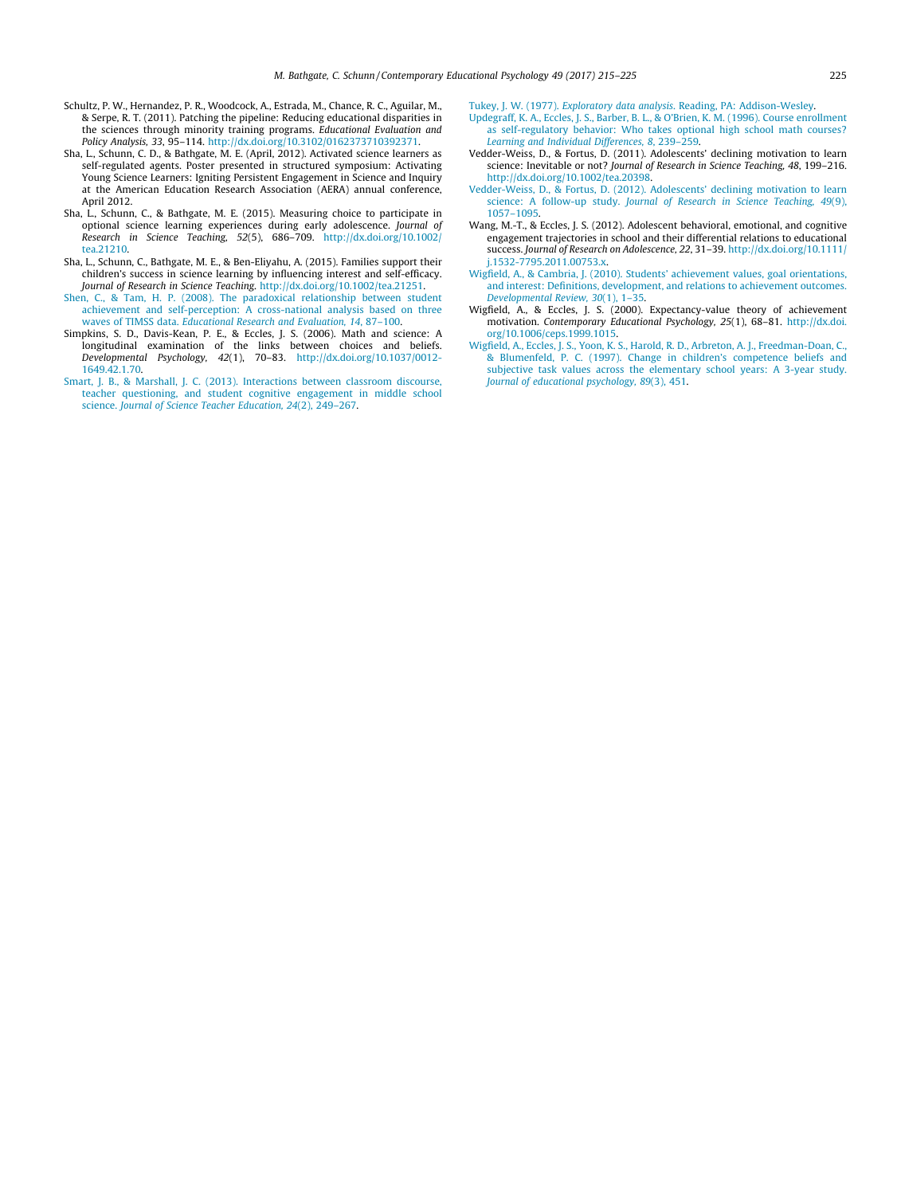Schultz, P. W., Hernandez, P. R., Woodcock, A., Estrada, M., Chance, R. C., Aguilar, M., & Serpe, R. T. (2011). Patching the pipeline: Reducing educational disparities in the sciences through minority training programs. *Educational Evaluation and Policy Analysis, 33*, 95–114. http://dx.doi.org/10.3102/0162373710392371.

Sha, L., Schunn, C. D., & Bathgate, M. E. (April, 2012). Activated science learners as self-regulated agents. Poster presented in structured symposium: Activating Young Science Learners: Igniting Persistent Engagement in Science and Inquiry at the American Education Research Association (AERA) annual conference, April 2012.

Sha, L., Schunn, C., & Bathgate, M. E. (2015). Measuring choice to participate in optional science learning experiences during early adolescence. *Journal of Research in Science Teaching, 52*(5), 686–709. http://dx.doi.org/10.1002/tea.21210.

Sha, L., Schunn, C., Bathgate, M. E., & Ben-Eliyahu, A. (2015). Families support their children's success in science learning by influencing interest and self-efficacy. *Journal of Research in Science Teaching*. http://dx.doi.org/10.1002/tea.21251.

Shen, C., & Tam, H. P. (2008). The paradoxical relationship between student achievement and self-perception: A cross-national analysis based on three waves of TIMSS data. *Educational Research and Evaluation, 14*, 87–100.

Simpkins, S. D., Davis-Kean, P. E., & Eccles, J. S. (2006). Math and science: A longitudinal examination of the links between choices and beliefs. *Developmental Psychology, 42*(1), 70–83. http://dx.doi.org/10.1037/0012-1649.42.1.70.

Smart, J. B., & Marshall, J. C. (2013). Interactions between classroom discourse, teacher questioning, and student cognitive engagement in middle school science. *Journal of Science Teacher Education, 24*(2), 249–267.

Tukey, J. W. (1977). *Exploratory data analysis*. Reading, PA: Addison-Wesley.

Updegraff, K. A., Eccles, J. S., Barber, B. L., & O'Brien, K. M. (1996). Course enrollment as self-regulatory behavior: Who takes optional high school math courses? *Learning and Individual Differences, 8*, 239–259.

Vedder-Weiss, D., & Fortus, D. (2011). Adolescents' declining motivation to learn science: Inevitable or not? *Journal of Research in Science Teaching, 48*, 199–216. http://dx.doi.org/10.1002/tea.20398.

Vedder-Weiss, D., & Fortus, D. (2012). Adolescents' declining motivation to learn science: A follow-up study. *Journal of Research in Science Teaching, 49*(9), 1057–1095.

Wang, M.-T., & Eccles, J. S. (2012). Adolescent behavioral, emotional, and cognitive engagement trajectories in school and their differential relations to educational success. *Journal of Research on Adolescence, 22*, 31–39. http://dx.doi.org/10.1111/j.1532-7795.2011.00753.x.

Wigfield, A., & Cambria, J. (2010). Students' achievement values, goal orientations, and interest: Definitions, development, and relations to achievement outcomes. *Developmental Review, 30*(1), 1–35.

Wigfield, A., & Eccles, J. S. (2000). Expectancy-value theory of achievement motivation. *Contemporary Educational Psychology, 25*(1), 68–81. http://dx.doi.org/10.1006/ceps.1999.1015.

Wigfield, A., Eccles, J. S., Yoon, K. S., Harold, R. D., Arbreton, A. J., Freedman-Doan, C., & Blumenfeld, P. C. (1997). Change in children's competence beliefs and subjective task values across the elementary school years: A 3-year study. *Journal of educational psychology, 89*(3), 451.